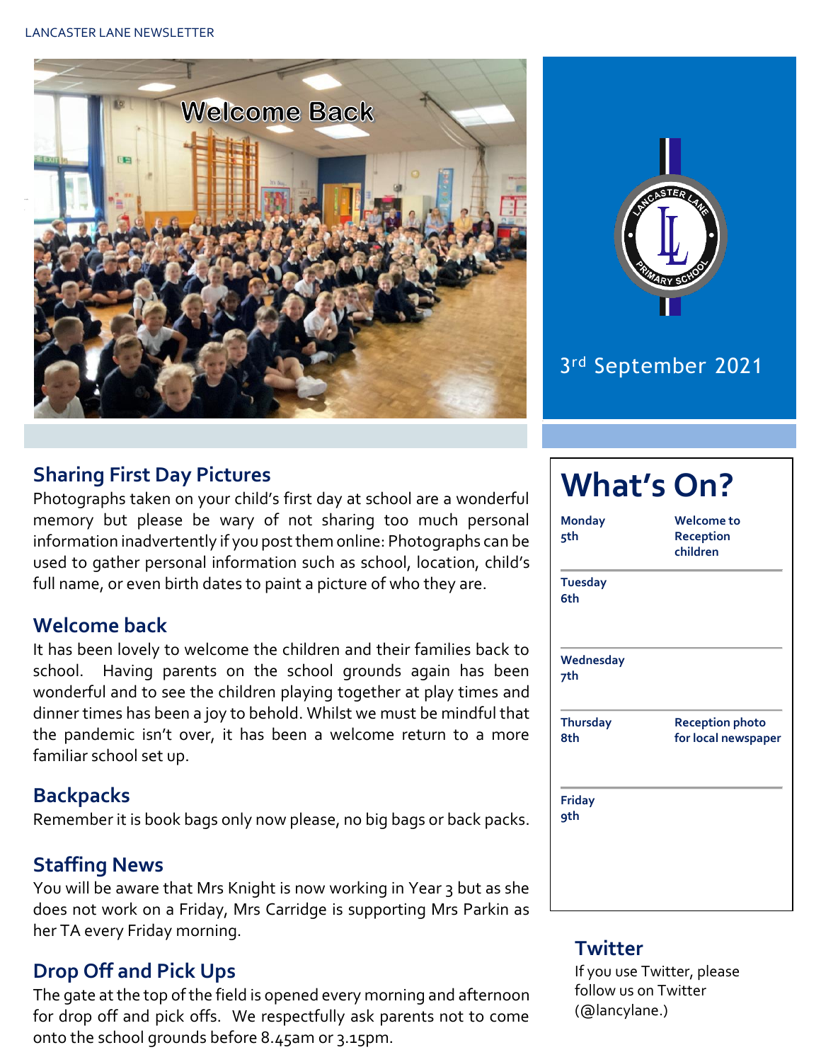LANCASTER LANE NEWSLETTER

# Welcome Back

3rd September 2021

## Sharing First Day Pictures

Photographs taken on your child's first day at school are a wonderful memory but please be wary of not sharing too much personal information inadvertently if you post them online: Photographs can be used to gather personal information such as school, location, child's full name, or even birth dates to paint a picture of who they are.

## Welcome back

It has been lovely to welcome the children and their families back to school. Having parents on the school grounds again has been wonderful and to see the children playing together at play times and dinner times has been a joy to behold. Whilst we must be mindful that the pandemic isn't over, it has been a welcome return to a more familiar school set up.

## Backpacks

Remember it is book bags only now please, no big bags or back packs.

## Staffing News

You will be aware that Mrs Knight is now working in Year 3 but as she does not work on a Friday, Mrs Carridge is supporting Mrs Parkin as her TA every Friday morning.

## Drop Off and Pick Ups

The gate at the top of the field is opened every morning and afternoon for drop off and pick offs. We respectfully ask parents not to come onto the school grounds before 8.45am or 3.15pm.

## What's On?

| Day | Event |
| --- | --- |
| Monday 5th | Welcome to Reception children |
| Tuesday 6th | |
| Wednesday 7th | |
| Thursday 8th | Reception photo for local newspaper |
| Friday 9th | |

## Twitter

If you use Twitter, please follow us on Twitter (@lancylane.)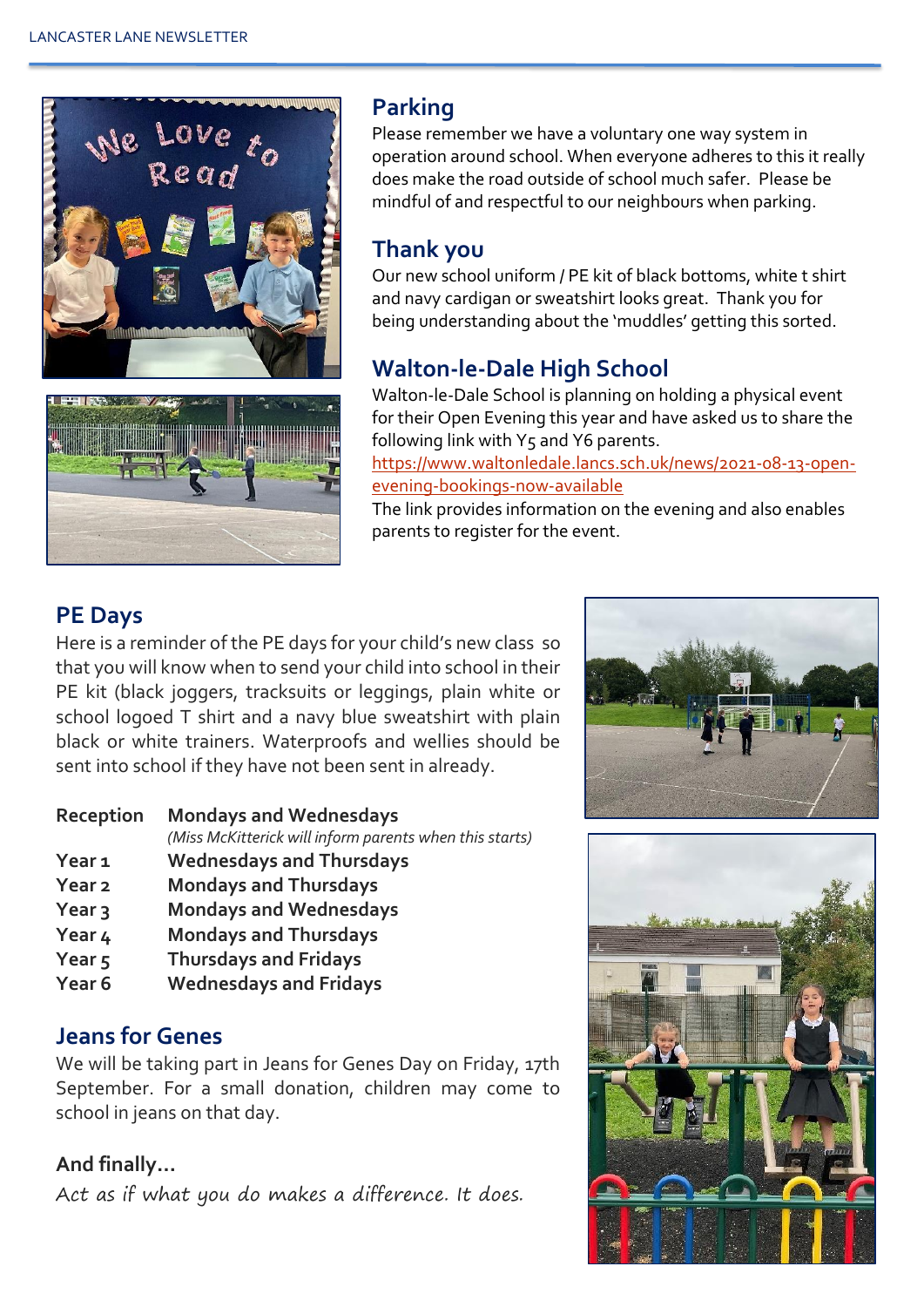## Parking

Please remember we have a voluntary one way system in operation around school. When everyone adheres to this it really does make the road outside of school much safer. Please be mindful of and respectful to our neighbours when parking.

## Thank you

Our new school uniform / PE kit of black bottoms, white t shirt and navy cardigan or sweatshirt looks great. Thank you for being understanding about the 'muddles' getting this sorted.

## Walton-le-Dale High School

Walton-le-Dale School is planning on holding a physical event for their Open Evening this year and have asked us to share the following link with Y5 and Y6 parents.

https://www.waltonledale.lancs.sch.uk/news/2021-08-13-open-evening-bookings-now-available

The link provides information on the evening and also enables parents to register for the event.

## PE Days

Here is a reminder of the PE days for your child's new class so that you will know when to send your child into school in their PE kit (black joggers, tracksuits or leggings, plain white or school logoed T shirt and a navy blue sweatshirt with plain black or white trainers. Waterproofs and wellies should be sent into school if they have not been sent in already.

| | |
|---|---|
| **Reception** | **Mondays and Wednesdays** *(Miss McKitterick will inform parents when this starts)* |
| **Year 1** | **Wednesdays and Thursdays** |
| **Year 2** | **Mondays and Thursdays** |
| **Year 3** | **Mondays and Wednesdays** |
| **Year 4** | **Mondays and Thursdays** |
| **Year 5** | **Thursdays and Fridays** |
| **Year 6** | **Wednesdays and Fridays** |

## Jeans for Genes

We will be taking part in Jeans for Genes Day on Friday, 17th September. For a small donation, children may come to school in jeans on that day.

### And finally…

*Act as if what you do makes a difference. It does.*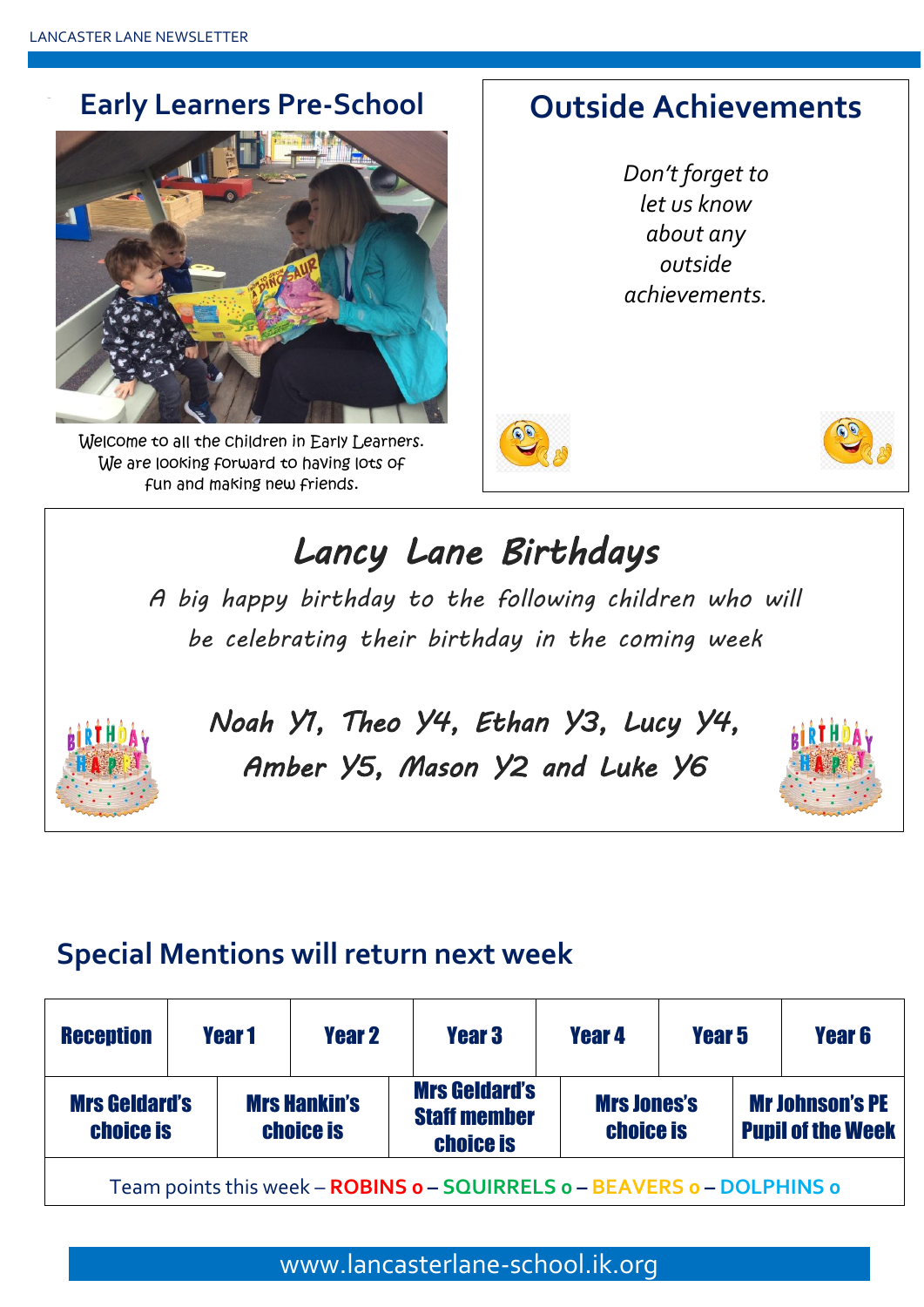## Early Learners Pre-School

Welcome to all the children in Early Learners. We are looking forward to having lots of fun and making new friends.

## Outside Achievements

*Don't forget to let us know about any outside achievements.*

## *Lancy Lane Birthdays*

*A big happy birthday to the following children who will be celebrating their birthday in the coming week*

*Noah Y1, Theo Y4, Ethan Y3, Lucy Y4, Amber Y5, Mason Y2 and Luke Y6*

## Special Mentions will return next week

| Reception | Year 1 | Year 2 | Year 3 | Year 4 | Year 5 | Year 6 |
|---|---|---|---|---|---|---|
| Mrs Geldard's choice is | | Mrs Hankin's choice is | Mrs Geldard's Staff member choice is | Mrs Jones's choice is | | Mr Johnson's PE Pupil of the Week |

Team points this week – ROBINS 0 – SQUIRRELS 0 – BEAVERS 0 – DOLPHINS 0